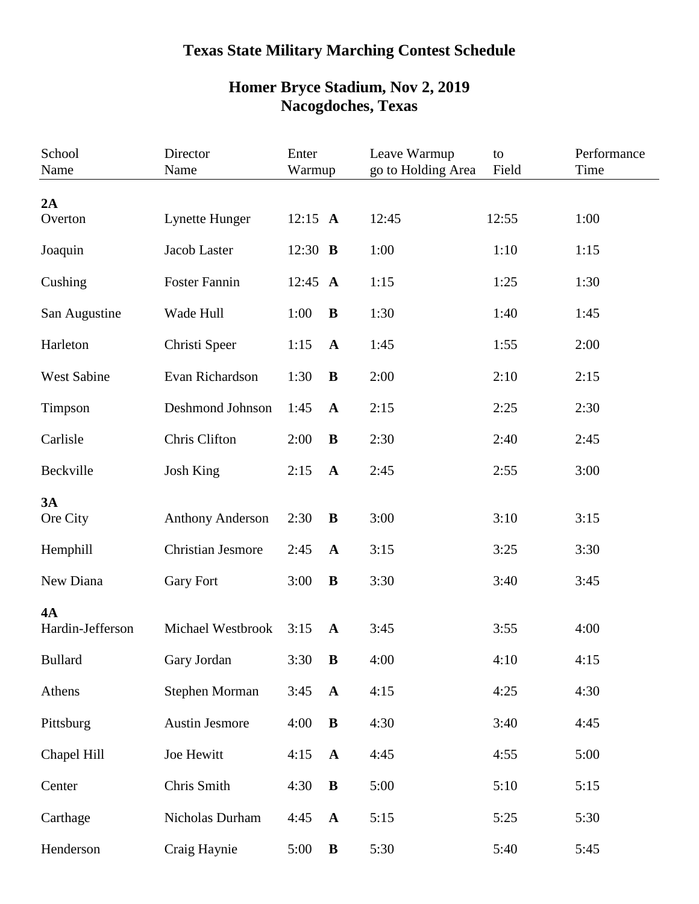# Texas State Military Marching Contest Schedule

## Homer Bryce Stadium, Nov 2, 2019
## Nacogdoches, Texas

| School Name | Director Name | Enter Warmup | | Leave Warmup go to Holding Area | to Field | Performance Time |
|---|---|---|---|---|---|---|
| **2A** | | | | | | |
| Overton | Lynette Hunger | 12:15 | **A** | 12:45 | 12:55 | 1:00 |
| Joaquin | Jacob Laster | 12:30 | **B** | 1:00 | 1:10 | 1:15 |
| Cushing | Foster Fannin | 12:45 | **A** | 1:15 | 1:25 | 1:30 |
| San Augustine | Wade Hull | 1:00 | **B** | 1:30 | 1:40 | 1:45 |
| Harleton | Christi Speer | 1:15 | **A** | 1:45 | 1:55 | 2:00 |
| West Sabine | Evan Richardson | 1:30 | **B** | 2:00 | 2:10 | 2:15 |
| Timpson | Deshmond Johnson | 1:45 | **A** | 2:15 | 2:25 | 2:30 |
| Carlisle | Chris Clifton | 2:00 | **B** | 2:30 | 2:40 | 2:45 |
| Beckville | Josh King | 2:15 | **A** | 2:45 | 2:55 | 3:00 |
| **3A** | | | | | | |
| Ore City | Anthony Anderson | 2:30 | **B** | 3:00 | 3:10 | 3:15 |
| Hemphill | Christian Jesmore | 2:45 | **A** | 3:15 | 3:25 | 3:30 |
| New Diana | Gary Fort | 3:00 | **B** | 3:30 | 3:40 | 3:45 |
| **4A** | | | | | | |
| Hardin-Jefferson | Michael Westbrook | 3:15 | **A** | 3:45 | 3:55 | 4:00 |
| Bullard | Gary Jordan | 3:30 | **B** | 4:00 | 4:10 | 4:15 |
| Athens | Stephen Morman | 3:45 | **A** | 4:15 | 4:25 | 4:30 |
| Pittsburg | Austin Jesmore | 4:00 | **B** | 4:30 | 3:40 | 4:45 |
| Chapel Hill | Joe Hewitt | 4:15 | **A** | 4:45 | 4:55 | 5:00 |
| Center | Chris Smith | 4:30 | **B** | 5:00 | 5:10 | 5:15 |
| Carthage | Nicholas Durham | 4:45 | **A** | 5:15 | 5:25 | 5:30 |
| Henderson | Craig Haynie | 5:00 | **B** | 5:30 | 5:40 | 5:45 |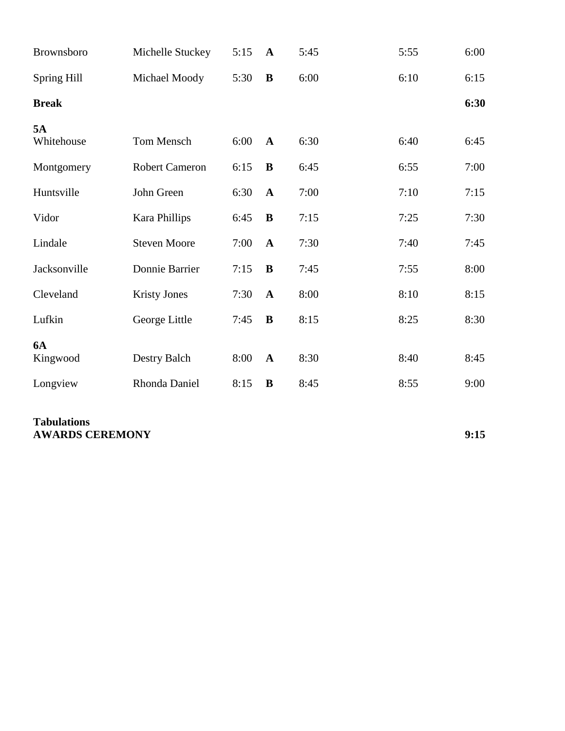| | | | | | | |
|---|---|---|---|---|---|---|
| Brownsboro | Michelle Stuckey | 5:15 | **A** | 5:45 | 5:55 | 6:00 |
| Spring Hill | Michael Moody | 5:30 | **B** | 6:00 | 6:10 | 6:15 |
| **Break** | | | | | | **6:30** |
| **5A** | | | | | | |
| Whitehouse | Tom Mensch | 6:00 | **A** | 6:30 | 6:40 | 6:45 |
| Montgomery | Robert Cameron | 6:15 | **B** | 6:45 | 6:55 | 7:00 |
| Huntsville | John Green | 6:30 | **A** | 7:00 | 7:10 | 7:15 |
| Vidor | Kara Phillips | 6:45 | **B** | 7:15 | 7:25 | 7:30 |
| Lindale | Steven Moore | 7:00 | **A** | 7:30 | 7:40 | 7:45 |
| Jacksonville | Donnie Barrier | 7:15 | **B** | 7:45 | 7:55 | 8:00 |
| Cleveland | Kristy Jones | 7:30 | **A** | 8:00 | 8:10 | 8:15 |
| Lufkin | George Little | 7:45 | **B** | 8:15 | 8:25 | 8:30 |
| **6A** | | | | | | |
| Kingwood | Destry Balch | 8:00 | **A** | 8:30 | 8:40 | 8:45 |
| Longview | Rhonda Daniel | 8:15 | **B** | 8:45 | 8:55 | 9:00 |

**Tabulations**
**AWARDS CEREMONY** **9:15**